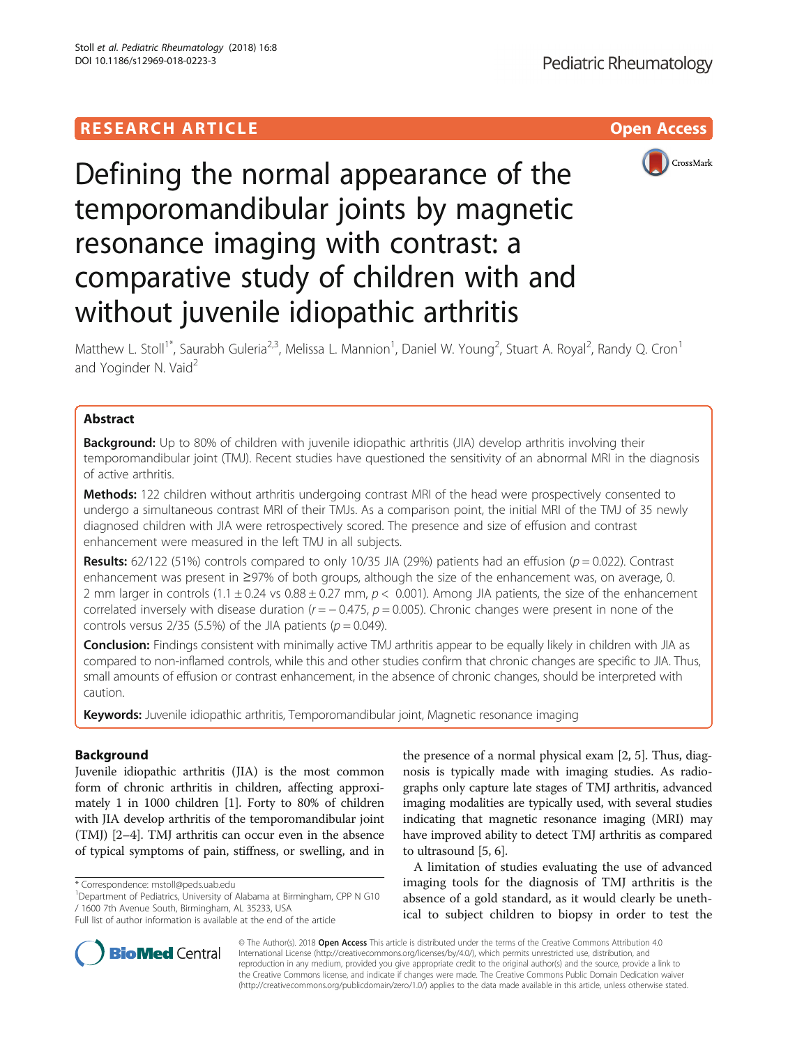RESEARCH ARTICLE

Open Access

# Defining the normal appearance of the temporomandibular joints by magnetic resonance imaging with contrast: a comparative study of children with and without juvenile idiopathic arthritis

Matthew L. Stoll[1*], Saurabh Guleria[2,3], Melissa L. Mannion[1], Daniel W. Young[2], Stuart A. Royal[2], Randy Q. Cron[1] and Yoginder N. Vaid[2]

## Abstract

**Background:** Up to 80% of children with juvenile idiopathic arthritis (JIA) develop arthritis involving their temporomandibular joint (TMJ). Recent studies have questioned the sensitivity of an abnormal MRI in the diagnosis of active arthritis.

**Methods:** 122 children without arthritis undergoing contrast MRI of the head were prospectively consented to undergo a simultaneous contrast MRI of their TMJs. As a comparison point, the initial MRI of the TMJ of 35 newly diagnosed children with JIA were retrospectively scored. The presence and size of effusion and contrast enhancement were measured in the left TMJ in all subjects.

**Results:** 62/122 (51%) controls compared to only 10/35 JIA (29%) patients had an effusion ($p = 0.022$). Contrast enhancement was present in ≥97% of both groups, although the size of the enhancement was, on average, 0.2 mm larger in controls ($1.1 \pm 0.24$ vs $0.88 \pm 0.27$ mm, $p < 0.001$). Among JIA patients, the size of the enhancement correlated inversely with disease duration ($r = -0.475$, $p = 0.005$). Chronic changes were present in none of the controls versus 2/35 (5.5%) of the JIA patients ($p = 0.049$).

**Conclusion:** Findings consistent with minimally active TMJ arthritis appear to be equally likely in children with JIA as compared to non-inflamed controls, while this and other studies confirm that chronic changes are specific to JIA. Thus, small amounts of effusion or contrast enhancement, in the absence of chronic changes, should be interpreted with caution.

**Keywords:** Juvenile idiopathic arthritis, Temporomandibular joint, Magnetic resonance imaging

## Background

Juvenile idiopathic arthritis (JIA) is the most common form of chronic arthritis in children, affecting approximately 1 in 1000 children [1]. Forty to 80% of children with JIA develop arthritis of the temporomandibular joint (TMJ) [2–4]. TMJ arthritis can occur even in the absence of typical symptoms of pain, stiffness, or swelling, and in the presence of a normal physical exam [2, 5]. Thus, diagnosis is typically made with imaging studies. As radiographs only capture late stages of TMJ arthritis, advanced imaging modalities are typically used, with several studies indicating that magnetic resonance imaging (MRI) may have improved ability to detect TMJ arthritis as compared to ultrasound [5, 6].

A limitation of studies evaluating the use of advanced imaging tools for the diagnosis of TMJ arthritis is the absence of a gold standard, as it would clearly be unethical to subject children to biopsy in order to test the

\* Correspondence: mstoll@peds.uab.edu
[1]Department of Pediatrics, University of Alabama at Birmingham, CPP N G10 / 1600 7th Avenue South, Birmingham, AL 35233, USA
Full list of author information is available at the end of the article

© The Author(s). 2018 **Open Access** This article is distributed under the terms of the Creative Commons Attribution 4.0 International License (http://creativecommons.org/licenses/by/4.0/), which permits unrestricted use, distribution, and reproduction in any medium, provided you give appropriate credit to the original author(s) and the source, provide a link to the Creative Commons license, and indicate if changes were made. The Creative Commons Public Domain Dedication waiver (http://creativecommons.org/publicdomain/zero/1.0/) applies to the data made available in this article, unless otherwise stated.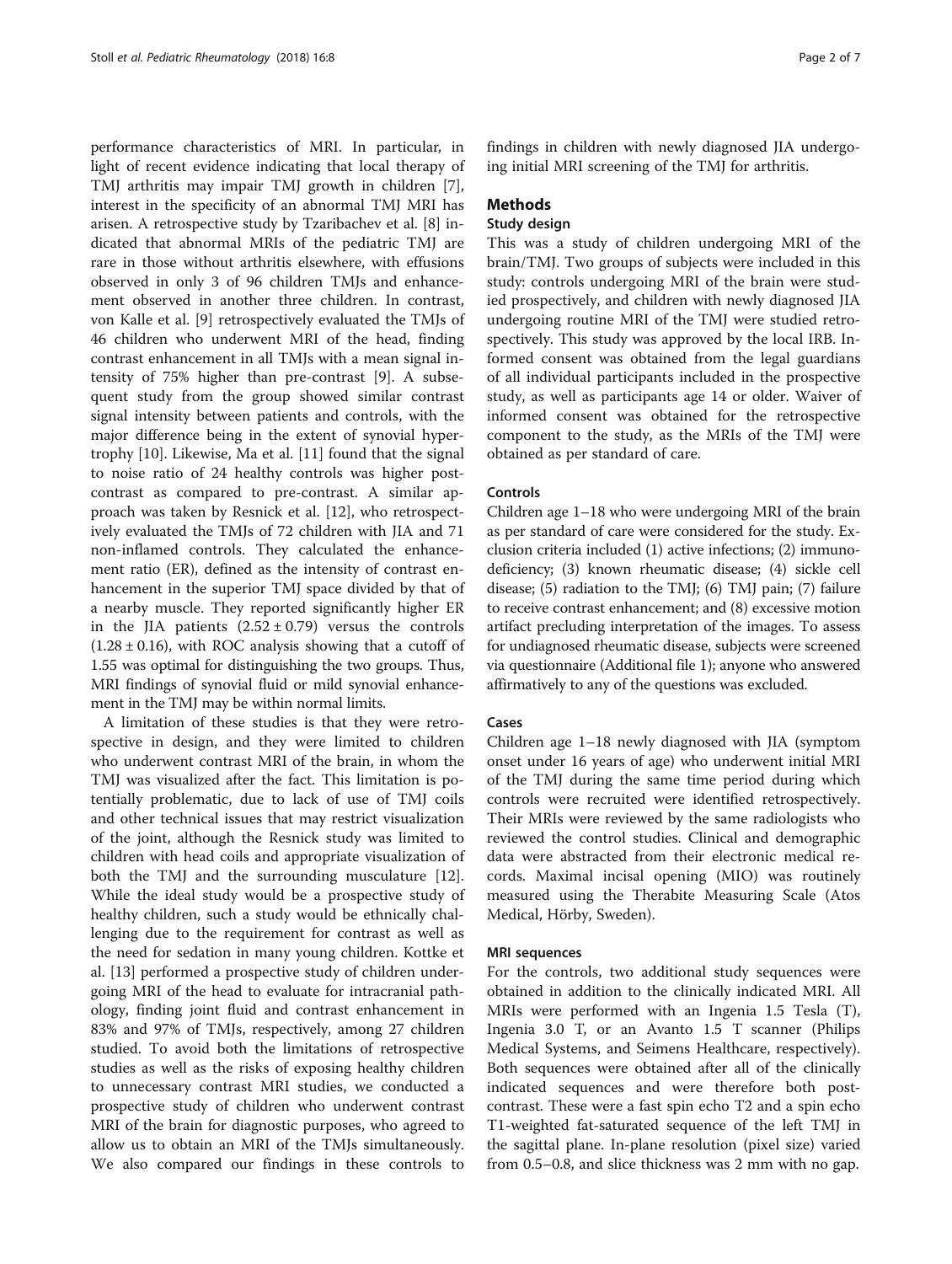performance characteristics of MRI. In particular, in light of recent evidence indicating that local therapy of TMJ arthritis may impair TMJ growth in children [7], interest in the specificity of an abnormal TMJ MRI has arisen. A retrospective study by Tzaribachev et al. [8] indicated that abnormal MRIs of the pediatric TMJ are rare in those without arthritis elsewhere, with effusions observed in only 3 of 96 children TMJs and enhancement observed in another three children. In contrast, von Kalle et al. [9] retrospectively evaluated the TMJs of 46 children who underwent MRI of the head, finding contrast enhancement in all TMJs with a mean signal intensity of 75% higher than pre-contrast [9]. A subsequent study from the group showed similar contrast signal intensity between patients and controls, with the major difference being in the extent of synovial hypertrophy [10]. Likewise, Ma et al. [11] found that the signal to noise ratio of 24 healthy controls was higher post-contrast as compared to pre-contrast. A similar approach was taken by Resnick et al. [12], who retrospectively evaluated the TMJs of 72 children with JIA and 71 non-inflamed controls. They calculated the enhancement ratio (ER), defined as the intensity of contrast enhancement in the superior TMJ space divided by that of a nearby muscle. They reported significantly higher ER in the JIA patients ($2.52 \pm 0.79$) versus the controls ($1.28 \pm 0.16$), with ROC analysis showing that a cutoff of 1.55 was optimal for distinguishing the two groups. Thus, MRI findings of synovial fluid or mild synovial enhancement in the TMJ may be within normal limits.

A limitation of these studies is that they were retrospective in design, and they were limited to children who underwent contrast MRI of the brain, in whom the TMJ was visualized after the fact. This limitation is potentially problematic, due to lack of use of TMJ coils and other technical issues that may restrict visualization of the joint, although the Resnick study was limited to children with head coils and appropriate visualization of both the TMJ and the surrounding musculature [12]. While the ideal study would be a prospective study of healthy children, such a study would be ethnically challenging due to the requirement for contrast as well as the need for sedation in many young children. Kottke et al. [13] performed a prospective study of children undergoing MRI of the head to evaluate for intracranial pathology, finding joint fluid and contrast enhancement in 83% and 97% of TMJs, respectively, among 27 children studied. To avoid both the limitations of retrospective studies as well as the risks of exposing healthy children to unnecessary contrast MRI studies, we conducted a prospective study of children who underwent contrast MRI of the brain for diagnostic purposes, who agreed to allow us to obtain an MRI of the TMJs simultaneously. We also compared our findings in these controls to findings in children with newly diagnosed JIA undergoing initial MRI screening of the TMJ for arthritis.

## Methods

### Study design

This was a study of children undergoing MRI of the brain/TMJ. Two groups of subjects were included in this study: controls undergoing MRI of the brain were studied prospectively, and children with newly diagnosed JIA undergoing routine MRI of the TMJ were studied retrospectively. This study was approved by the local IRB. Informed consent was obtained from the legal guardians of all individual participants included in the prospective study, as well as participants age 14 or older. Waiver of informed consent was obtained for the retrospective component to the study, as the MRIs of the TMJ were obtained as per standard of care.

### Controls

Children age 1–18 who were undergoing MRI of the brain as per standard of care were considered for the study. Exclusion criteria included (1) active infections; (2) immunodeficiency; (3) known rheumatic disease; (4) sickle cell disease; (5) radiation to the TMJ; (6) TMJ pain; (7) failure to receive contrast enhancement; and (8) excessive motion artifact precluding interpretation of the images. To assess for undiagnosed rheumatic disease, subjects were screened via questionnaire (Additional file 1); anyone who answered affirmatively to any of the questions was excluded.

### Cases

Children age 1–18 newly diagnosed with JIA (symptom onset under 16 years of age) who underwent initial MRI of the TMJ during the same time period during which controls were recruited were identified retrospectively. Their MRIs were reviewed by the same radiologists who reviewed the control studies. Clinical and demographic data were abstracted from their electronic medical records. Maximal incisal opening (MIO) was routinely measured using the Therabite Measuring Scale (Atos Medical, Hörby, Sweden).

### MRI sequences

For the controls, two additional study sequences were obtained in addition to the clinically indicated MRI. All MRIs were performed with an Ingenia 1.5 Tesla (T), Ingenia 3.0 T, or an Avanto 1.5 T scanner (Philips Medical Systems, and Seimens Healthcare, respectively). Both sequences were obtained after all of the clinically indicated sequences and were therefore both post-contrast. These were a fast spin echo T2 and a spin echo T1-weighted fat-saturated sequence of the left TMJ in the sagittal plane. In-plane resolution (pixel size) varied from 0.5–0.8, and slice thickness was 2 mm with no gap.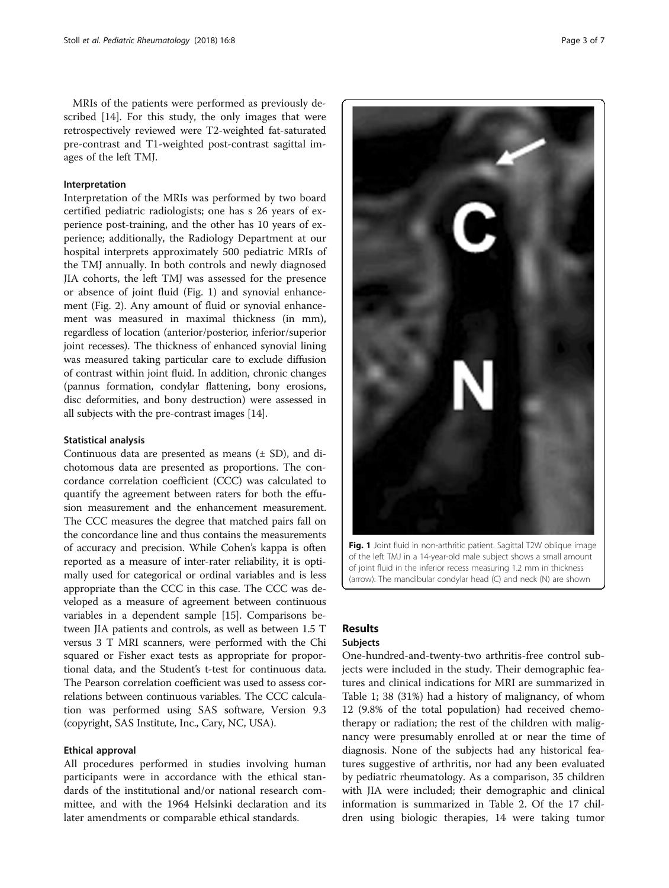MRIs of the patients were performed as previously described [14]. For this study, the only images that were retrospectively reviewed were T2-weighted fat-saturated pre-contrast and T1-weighted post-contrast sagittal images of the left TMJ.

### Interpretation

Interpretation of the MRIs was performed by two board certified pediatric radiologists; one has s 26 years of experience post-training, and the other has 10 years of experience; additionally, the Radiology Department at our hospital interprets approximately 500 pediatric MRIs of the TMJ annually. In both controls and newly diagnosed JIA cohorts, the left TMJ was assessed for the presence or absence of joint fluid (Fig. 1) and synovial enhancement (Fig. 2). Any amount of fluid or synovial enhancement was measured in maximal thickness (in mm), regardless of location (anterior/posterior, inferior/superior joint recesses). The thickness of enhanced synovial lining was measured taking particular care to exclude diffusion of contrast within joint fluid. In addition, chronic changes (pannus formation, condylar flattening, bony erosions, disc deformities, and bony destruction) were assessed in all subjects with the pre-contrast images [14].

### Statistical analysis

Continuous data are presented as means (± SD), and dichotomous data are presented as proportions. The concordance correlation coefficient (CCC) was calculated to quantify the agreement between raters for both the effusion measurement and the enhancement measurement. The CCC measures the degree that matched pairs fall on the concordance line and thus contains the measurements of accuracy and precision. While Cohen's kappa is often reported as a measure of inter-rater reliability, it is optimally used for categorical or ordinal variables and is less appropriate than the CCC in this case. The CCC was developed as a measure of agreement between continuous variables in a dependent sample [15]. Comparisons between JIA patients and controls, as well as between 1.5 T versus 3 T MRI scanners, were performed with the Chi squared or Fisher exact tests as appropriate for proportional data, and the Student's t-test for continuous data. The Pearson correlation coefficient was used to assess correlations between continuous variables. The CCC calculation was performed using SAS software, Version 9.3 (copyright, SAS Institute, Inc., Cary, NC, USA).

### Ethical approval

All procedures performed in studies involving human participants were in accordance with the ethical standards of the institutional and/or national research committee, and with the 1964 Helsinki declaration and its later amendments or comparable ethical standards.

C

N

**Fig. 1** Joint fluid in non-arthritic patient. Sagittal T2W oblique image of the left TMJ in a 14-year-old male subject shows a small amount of joint fluid in the inferior recess measuring 1.2 mm in thickness (arrow). The mandibular condylar head (C) and neck (N) are shown

## Results

### Subjects

One-hundred-and-twenty-two arthritis-free control subjects were included in the study. Their demographic features and clinical indications for MRI are summarized in Table 1; 38 (31%) had a history of malignancy, of whom 12 (9.8% of the total population) had received chemotherapy or radiation; the rest of the children with malignancy were presumably enrolled at or near the time of diagnosis. None of the subjects had any historical features suggestive of arthritis, nor had any been evaluated by pediatric rheumatology. As a comparison, 35 children with JIA were included; their demographic and clinical information is summarized in Table 2. Of the 17 children using biologic therapies, 14 were taking tumor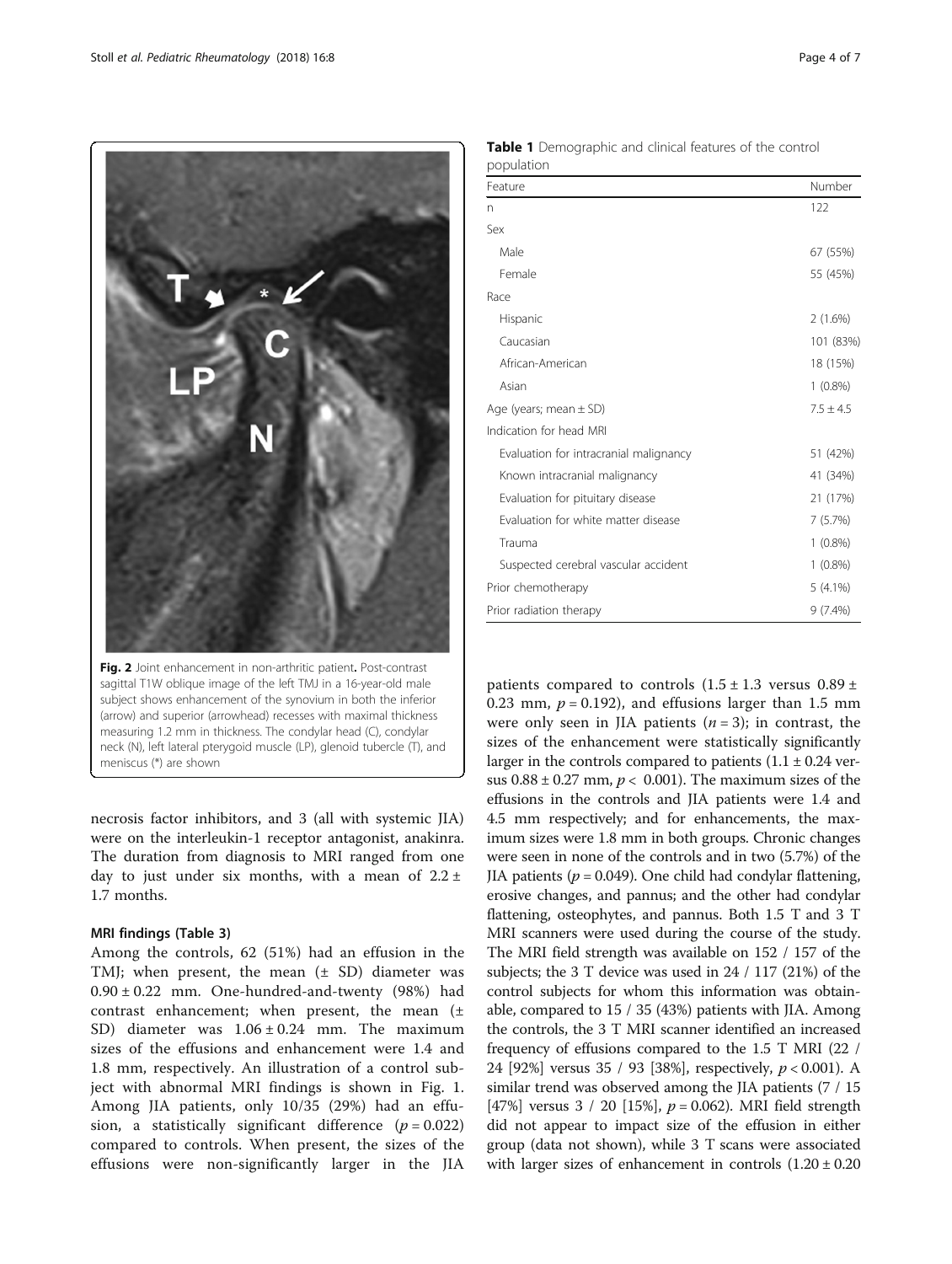Fig. 2 Joint enhancement in non-arthritic patient. Post-contrast sagittal T1W oblique image of the left TMJ in a 16-year-old male subject shows enhancement of the synovium in both the inferior (arrow) and superior (arrowhead) recesses with maximal thickness measuring 1.2 mm in thickness. The condylar head (C), condylar neck (N), left lateral pterygoid muscle (LP), glenoid tubercle (T), and meniscus (*) are shown

**Table 1** Demographic and clinical features of the control population

| Feature | Number |
|---|---|
| n | 122 |
| Sex | |
| Male | 67 (55%) |
| Female | 55 (45%) |
| Race | |
| Hispanic | 2 (1.6%) |
| Caucasian | 101 (83%) |
| African-American | 18 (15%) |
| Asian | 1 (0.8%) |
| Age (years; mean ± SD) | 7.5 ± 4.5 |
| Indication for head MRI | |
| Evaluation for intracranial malignancy | 51 (42%) |
| Known intracranial malignancy | 41 (34%) |
| Evaluation for pituitary disease | 21 (17%) |
| Evaluation for white matter disease | 7 (5.7%) |
| Trauma | 1 (0.8%) |
| Suspected cerebral vascular accident | 1 (0.8%) |
| Prior chemotherapy | 5 (4.1%) |
| Prior radiation therapy | 9 (7.4%) |

necrosis factor inhibitors, and 3 (all with systemic JIA) were on the interleukin-1 receptor antagonist, anakinra. The duration from diagnosis to MRI ranged from one day to just under six months, with a mean of 2.2 ± 1.7 months.

### MRI findings (Table 3)

Among the controls, 62 (51%) had an effusion in the TMJ; when present, the mean (± SD) diameter was 0.90 ± 0.22 mm. One-hundred-and-twenty (98%) had contrast enhancement; when present, the mean (± SD) diameter was 1.06 ± 0.24 mm. The maximum sizes of the effusions and enhancement were 1.4 and 1.8 mm, respectively. An illustration of a control subject with abnormal MRI findings is shown in Fig. 1. Among JIA patients, only 10/35 (29%) had an effusion, a statistically significant difference ($p = 0.022$) compared to controls. When present, the sizes of the effusions were non-significantly larger in the JIA patients compared to controls (1.5 ± 1.3 versus 0.89 ± 0.23 mm, $p = 0.192$), and effusions larger than 1.5 mm were only seen in JIA patients ($n = 3$); in contrast, the sizes of the enhancement were statistically significantly larger in the controls compared to patients (1.1 ± 0.24 versus 0.88 ± 0.27 mm, $p < 0.001$). The maximum sizes of the effusions in the controls and JIA patients were 1.4 and 4.5 mm respectively; and for enhancements, the maximum sizes were 1.8 mm in both groups. Chronic changes were seen in none of the controls and in two (5.7%) of the JIA patients ($p = 0.049$). One child had condylar flattening, erosive changes, and pannus; and the other had condylar flattening, osteophytes, and pannus. Both 1.5 T and 3 T MRI scanners were used during the course of the study. The MRI field strength was available on 152 / 157 of the subjects; the 3 T device was used in 24 / 117 (21%) of the control subjects for whom this information was obtainable, compared to 15 / 35 (43%) patients with JIA. Among the controls, the 3 T MRI scanner identified an increased frequency of effusions compared to the 1.5 T MRI (22 / 24 [92%] versus 35 / 93 [38%], respectively, $p < 0.001$). A similar trend was observed among the JIA patients (7 / 15 [47%] versus 3 / 20 [15%], $p = 0.062$). MRI field strength did not appear to impact size of the effusion in either group (data not shown), while 3 T scans were associated with larger sizes of enhancement in controls (1.20 ± 0.20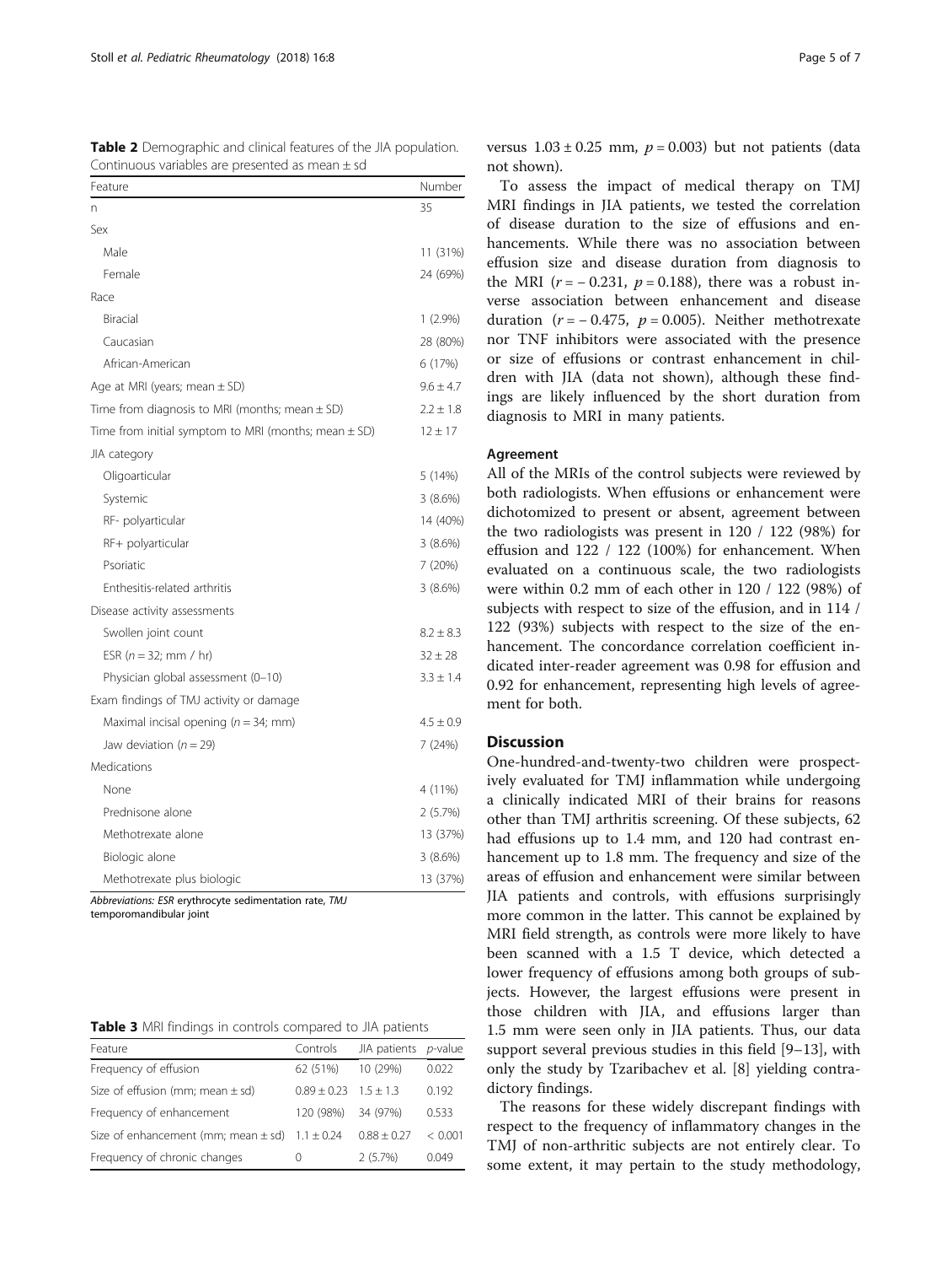**Table 2** Demographic and clinical features of the JIA population. Continuous variables are presented as mean ± sd

| Feature | Number |
|---|---|
| n | 35 |
| Sex | |
| Male | 11 (31%) |
| Female | 24 (69%) |
| Race | |
| Biracial | 1 (2.9%) |
| Caucasian | 28 (80%) |
| African-American | 6 (17%) |
| Age at MRI (years; mean ± SD) | 9.6 ± 4.7 |
| Time from diagnosis to MRI (months; mean ± SD) | 2.2 ± 1.8 |
| Time from initial symptom to MRI (months; mean ± SD) | 12 ± 17 |
| JIA category | |
| Oligoarticular | 5 (14%) |
| Systemic | 3 (8.6%) |
| RF- polyarticular | 14 (40%) |
| RF+ polyarticular | 3 (8.6%) |
| Psoriatic | 7 (20%) |
| Enthesitis-related arthritis | 3 (8.6%) |
| Disease activity assessments | |
| Swollen joint count | 8.2 ± 8.3 |
| ESR (n = 32; mm / hr) | 32 ± 28 |
| Physician global assessment (0–10) | 3.3 ± 1.4 |
| Exam findings of TMJ activity or damage | |
| Maximal incisal opening (n = 34; mm) | 4.5 ± 0.9 |
| Jaw deviation (n = 29) | 7 (24%) |
| Medications | |
| None | 4 (11%) |
| Prednisone alone | 2 (5.7%) |
| Methotrexate alone | 13 (37%) |
| Biologic alone | 3 (8.6%) |
| Methotrexate plus biologic | 13 (37%) |

*Abbreviations: ESR erythrocyte sedimentation rate, TMJ temporomandibular joint*

**Table 3** MRI findings in controls compared to JIA patients

| Feature | Controls | JIA patients | *p*-value |
|---|---|---|---|
| Frequency of effusion | 62 (51%) | 10 (29%) | 0.022 |
| Size of effusion (mm; mean ± sd) | 0.89 ± 0.23 | 1.5 ± 1.3 | 0.192 |
| Frequency of enhancement | 120 (98%) | 34 (97%) | 0.533 |
| Size of enhancement (mm; mean ± sd) | 1.1 ± 0.24 | 0.88 ± 0.27 | < 0.001 |
| Frequency of chronic changes | 0 | 2 (5.7%) | 0.049 |

versus 1.03 ± 0.25 mm, $p = 0.003$) but not patients (data not shown).

To assess the impact of medical therapy on TMJ MRI findings in JIA patients, we tested the correlation of disease duration to the size of effusions and enhancements. While there was no association between effusion size and disease duration from diagnosis to the MRI ($r = -0.231$, $p = 0.188$), there was a robust inverse association between enhancement and disease duration ($r = -0.475$, $p = 0.005$). Neither methotrexate nor TNF inhibitors were associated with the presence or size of effusions or contrast enhancement in children with JIA (data not shown), although these findings are likely influenced by the short duration from diagnosis to MRI in many patients.

### Agreement

All of the MRIs of the control subjects were reviewed by both radiologists. When effusions or enhancement were dichotomized to present or absent, agreement between the two radiologists was present in 120 / 122 (98%) for effusion and 122 / 122 (100%) for enhancement. When evaluated on a continuous scale, the two radiologists were within 0.2 mm of each other in 120 / 122 (98%) of subjects with respect to size of the effusion, and in 114 / 122 (93%) subjects with respect to the size of the enhancement. The concordance correlation coefficient indicated inter-reader agreement was 0.98 for effusion and 0.92 for enhancement, representing high levels of agreement for both.

## Discussion

One-hundred-and-twenty-two children were prospectively evaluated for TMJ inflammation while undergoing a clinically indicated MRI of their brains for reasons other than TMJ arthritis screening. Of these subjects, 62 had effusions up to 1.4 mm, and 120 had contrast enhancement up to 1.8 mm. The frequency and size of the areas of effusion and enhancement were similar between JIA patients and controls, with effusions surprisingly more common in the latter. This cannot be explained by MRI field strength, as controls were more likely to have been scanned with a 1.5 T device, which detected a lower frequency of effusions among both groups of subjects. However, the largest effusions were present in those children with JIA, and effusions larger than 1.5 mm were seen only in JIA patients. Thus, our data support several previous studies in this field [9–13], with only the study by Tzaribachev et al. [8] yielding contradictory findings.

The reasons for these widely discrepant findings with respect to the frequency of inflammatory changes in the TMJ of non-arthritic subjects are not entirely clear. To some extent, it may pertain to the study methodology,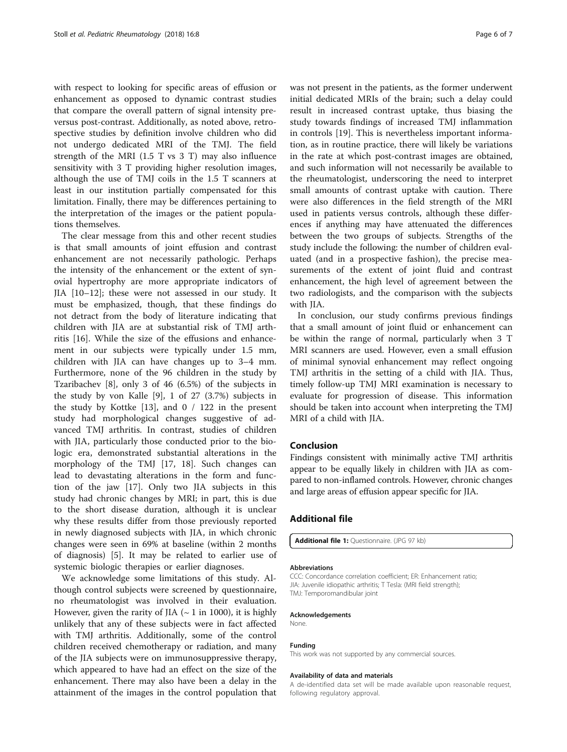with respect to looking for specific areas of effusion or enhancement as opposed to dynamic contrast studies that compare the overall pattern of signal intensity pre-versus post-contrast. Additionally, as noted above, retrospective studies by definition involve children who did not undergo dedicated MRI of the TMJ. The field strength of the MRI (1.5 T vs 3 T) may also influence sensitivity with 3 T providing higher resolution images, although the use of TMJ coils in the 1.5 T scanners at least in our institution partially compensated for this limitation. Finally, there may be differences pertaining to the interpretation of the images or the patient populations themselves.

The clear message from this and other recent studies is that small amounts of joint effusion and contrast enhancement are not necessarily pathologic. Perhaps the intensity of the enhancement or the extent of synovial hypertrophy are more appropriate indicators of JIA [10–12]; these were not assessed in our study. It must be emphasized, though, that these findings do not detract from the body of literature indicating that children with JIA are at substantial risk of TMJ arthritis [16]. While the size of the effusions and enhancement in our subjects were typically under 1.5 mm, children with JIA can have changes up to 3–4 mm. Furthermore, none of the 96 children in the study by Tzaribachev [8], only 3 of 46 (6.5%) of the subjects in the study by von Kalle [9], 1 of 27 (3.7%) subjects in the study by Kottke [13], and 0 / 122 in the present study had morphological changes suggestive of advanced TMJ arthritis. In contrast, studies of children with JIA, particularly those conducted prior to the biologic era, demonstrated substantial alterations in the morphology of the TMJ [17, 18]. Such changes can lead to devastating alterations in the form and function of the jaw [17]. Only two JIA subjects in this study had chronic changes by MRI; in part, this is due to the short disease duration, although it is unclear why these results differ from those previously reported in newly diagnosed subjects with JIA, in which chronic changes were seen in 69% at baseline (within 2 months of diagnosis) [5]. It may be related to earlier use of systemic biologic therapies or earlier diagnoses.

We acknowledge some limitations of this study. Although control subjects were screened by questionnaire, no rheumatologist was involved in their evaluation. However, given the rarity of JIA (~ 1 in 1000), it is highly unlikely that any of these subjects were in fact affected with TMJ arthritis. Additionally, some of the control children received chemotherapy or radiation, and many of the JIA subjects were on immunosuppressive therapy, which appeared to have had an effect on the size of the enhancement. There may also have been a delay in the attainment of the images in the control population that was not present in the patients, as the former underwent initial dedicated MRIs of the brain; such a delay could result in increased contrast uptake, thus biasing the study towards findings of increased TMJ inflammation in controls [19]. This is nevertheless important information, as in routine practice, there will likely be variations in the rate at which post-contrast images are obtained, and such information will not necessarily be available to the rheumatologist, underscoring the need to interpret small amounts of contrast uptake with caution. There were also differences in the field strength of the MRI used in patients versus controls, although these differences if anything may have attenuated the differences between the two groups of subjects. Strengths of the study include the following: the number of children evaluated (and in a prospective fashion), the precise measurements of the extent of joint fluid and contrast enhancement, the high level of agreement between the two radiologists, and the comparison with the subjects with JIA.

In conclusion, our study confirms previous findings that a small amount of joint fluid or enhancement can be within the range of normal, particularly when 3 T MRI scanners are used. However, even a small effusion of minimal synovial enhancement may reflect ongoing TMJ arthritis in the setting of a child with JIA. Thus, timely follow-up TMJ MRI examination is necessary to evaluate for progression of disease. This information should be taken into account when interpreting the TMJ MRI of a child with JIA.

## Conclusion

Findings consistent with minimally active TMJ arthritis appear to be equally likely in children with JIA as compared to non-inflamed controls. However, chronic changes and large areas of effusion appear specific for JIA.

## Additional file

**Additional file 1:** Questionnaire. (JPG 97 kb)

#### Abbreviations

CCC: Concordance correlation coefficient; ER: Enhancement ratio; JIA: Juvenile idiopathic arthritis; T Tesla: (MRI field strength); TMJ: Temporomandibular joint

#### Acknowledgements

None.

#### Funding

This work was not supported by any commercial sources.

#### Availability of data and materials

A de-identified data set will be made available upon reasonable request, following regulatory approval.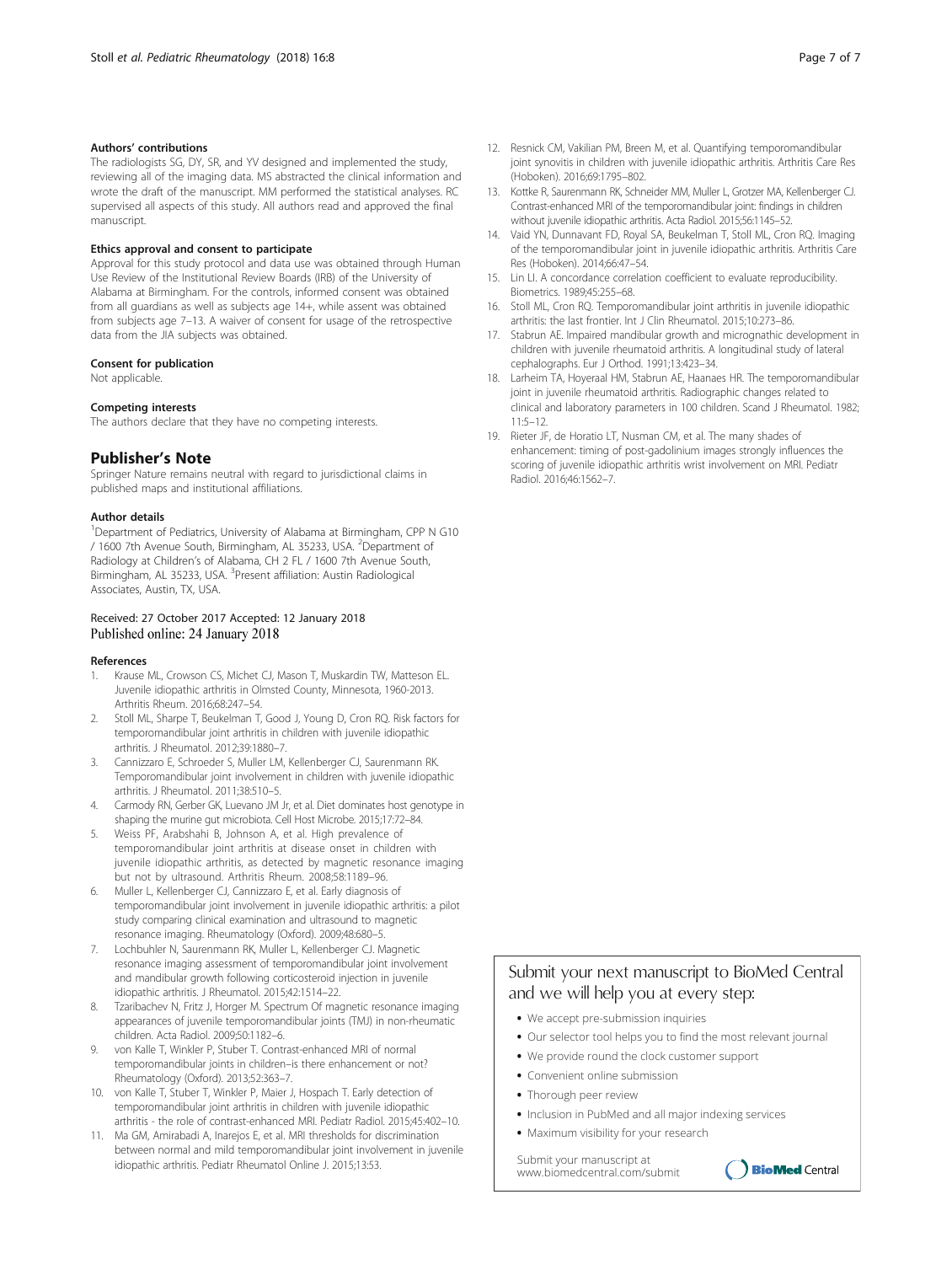#### Authors' contributions

The radiologists SG, DY, SR, and YV designed and implemented the study, reviewing all of the imaging data. MS abstracted the clinical information and wrote the draft of the manuscript. MM performed the statistical analyses. RC supervised all aspects of this study. All authors read and approved the final manuscript.

#### Ethics approval and consent to participate

Approval for this study protocol and data use was obtained through Human Use Review of the Institutional Review Boards (IRB) of the University of Alabama at Birmingham. For the controls, informed consent was obtained from all guardians as well as subjects age 14+, while assent was obtained from subjects age 7–13. A waiver of consent for usage of the retrospective data from the JIA subjects was obtained.

#### Consent for publication

Not applicable.

#### Competing interests

The authors declare that they have no competing interests.

## Publisher's Note

Springer Nature remains neutral with regard to jurisdictional claims in published maps and institutional affiliations.

#### Author details

[1]Department of Pediatrics, University of Alabama at Birmingham, CPP N G10 / 1600 7th Avenue South, Birmingham, AL 35233, USA. [2]Department of Radiology at Children's of Alabama, CH 2 FL / 1600 7th Avenue South, Birmingham, AL 35233, USA. [3]Present affiliation: Austin Radiological Associates, Austin, TX, USA.

Received: 27 October 2017 Accepted: 12 January 2018
Published online: 24 January 2018

#### References

1. Krause ML, Crowson CS, Michet CJ, Mason T, Muskardin TW, Matteson EL. Juvenile idiopathic arthritis in Olmsted County, Minnesota, 1960-2013. Arthritis Rheum. 2016;68:247–54.
2. Stoll ML, Sharpe T, Beukelman T, Good J, Young D, Cron RQ. Risk factors for temporomandibular joint arthritis in children with juvenile idiopathic arthritis. J Rheumatol. 2012;39:1880–7.
3. Cannizzaro E, Schroeder S, Muller LM, Kellenberger CJ, Saurenmann RK. Temporomandibular joint involvement in children with juvenile idiopathic arthritis. J Rheumatol. 2011;38:510–5.
4. Carmody RN, Gerber GK, Luevano JM Jr, et al. Diet dominates host genotype in shaping the murine gut microbiota. Cell Host Microbe. 2015;17:72–84.
5. Weiss PF, Arabshahi B, Johnson A, et al. High prevalence of temporomandibular joint arthritis at disease onset in children with juvenile idiopathic arthritis, as detected by magnetic resonance imaging but not by ultrasound. Arthritis Rheum. 2008;58:1189–96.
6. Muller L, Kellenberger CJ, Cannizzaro E, et al. Early diagnosis of temporomandibular joint involvement in juvenile idiopathic arthritis: a pilot study comparing clinical examination and ultrasound to magnetic resonance imaging. Rheumatology (Oxford). 2009;48:680–5.
7. Lochbuhler N, Saurenmann RK, Muller L, Kellenberger CJ. Magnetic resonance imaging assessment of temporomandibular joint involvement and mandibular growth following corticosteroid injection in juvenile idiopathic arthritis. J Rheumatol. 2015;42:1514–22.
8. Tzaribachev N, Fritz J, Horger M. Spectrum Of magnetic resonance imaging appearances of juvenile temporomandibular joints (TMJ) in non-rheumatic children. Acta Radiol. 2009;50:1182–6.
9. von Kalle T, Winkler P, Stuber T. Contrast-enhanced MRI of normal temporomandibular joints in children–is there enhancement or not? Rheumatology (Oxford). 2013;52:363–7.
10. von Kalle T, Stuber T, Winkler P, Maier J, Hospach T. Early detection of temporomandibular joint arthritis in children with juvenile idiopathic arthritis - the role of contrast-enhanced MRI. Pediatr Radiol. 2015;45:402–10.
11. Ma GM, Amirabadi A, Inarejos E, et al. MRI thresholds for discrimination between normal and mild temporomandibular joint involvement in juvenile idiopathic arthritis. Pediatr Rheumatol Online J. 2015;13:53.
12. Resnick CM, Vakilian PM, Breen M, et al. Quantifying temporomandibular joint synovitis in children with juvenile idiopathic arthritis. Arthritis Care Res (Hoboken). 2016;69:1795–802.
13. Kottke R, Saurenmann RK, Schneider MM, Muller L, Grotzer MA, Kellenberger CJ. Contrast-enhanced MRI of the temporomandibular joint: findings in children without juvenile idiopathic arthritis. Acta Radiol. 2015;56:1145–52.
14. Vaid YN, Dunnavant FD, Royal SA, Beukelman T, Stoll ML, Cron RQ. Imaging of the temporomandibular joint in juvenile idiopathic arthritis. Arthritis Care Res (Hoboken). 2014;66:47–54.
15. Lin LI. A concordance correlation coefficient to evaluate reproducibility. Biometrics. 1989;45:255–68.
16. Stoll ML, Cron RQ. Temporomandibular joint arthritis in juvenile idiopathic arthritis: the last frontier. Int J Clin Rheumatol. 2015;10:273–86.
17. Stabrun AE. Impaired mandibular growth and micrognathic development in children with juvenile rheumatoid arthritis. A longitudinal study of lateral cephalographs. Eur J Orthod. 1991;13:423–34.
18. Larheim TA, Hoyeraal HM, Stabrun AE, Haanaes HR. The temporomandibular joint in juvenile rheumatoid arthritis. Radiographic changes related to clinical and laboratory parameters in 100 children. Scand J Rheumatol. 1982; 11:5–12.
19. Rieter JF, de Horatio LT, Nusman CM, et al. The many shades of enhancement: timing of post-gadolinium images strongly influences the scoring of juvenile idiopathic arthritis wrist involvement on MRI. Pediatr Radiol. 2016;46:1562–7.

Submit your next manuscript to BioMed Central and we will help you at every step:

- We accept pre-submission inquiries
- Our selector tool helps you to find the most relevant journal
- We provide round the clock customer support
- Convenient online submission
- Thorough peer review
- Inclusion in PubMed and all major indexing services
- Maximum visibility for your research

Submit your manuscript at
www.biomedcentral.com/submit

BioMed Central